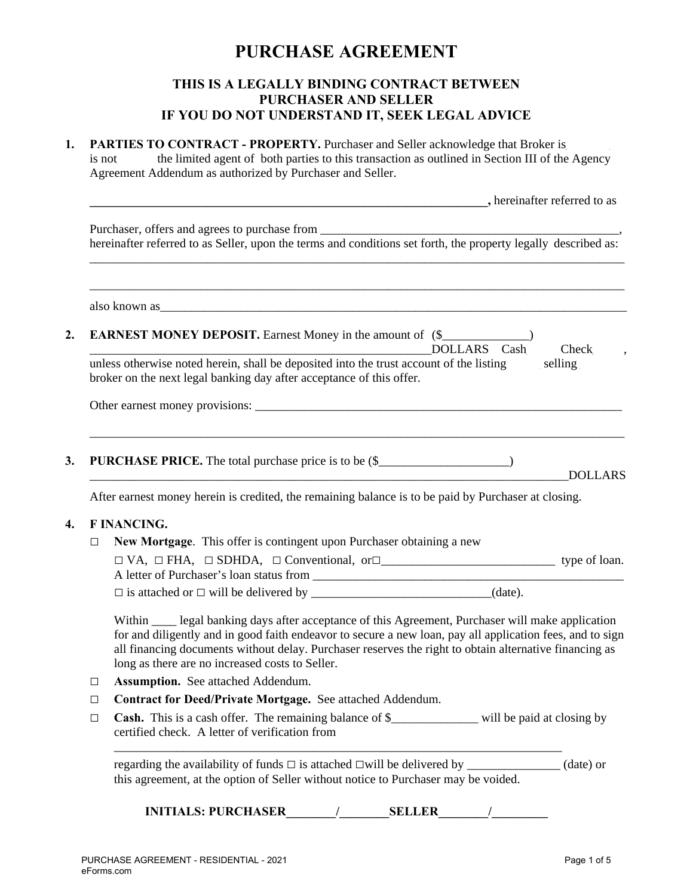# PURCHASE AGREEMENT

## THIS IS A LEGALLY BINDING CONTRACT BETWEEN PURCHASER AND SELLER IF YOU DO NOT UNDERSTAND IT, SEEK LEGAL ADVICE

1. **PARTIES TO CONTRACT - PROPERTY.** Purchaser and Seller acknowledge that Broker is is not the limited agent of both parties to this transaction as outlined in Section III of the Agency Agreement Addendum as authorized by Purchaser and Seller.

   **_________________________________________________________________,** hereinafter referred to as

   Purchaser, offers and agrees to purchase from _________________________________________________, hereinafter referred to as Seller, upon the terms and conditions set forth, the property legally described as:
   _________________________________________________________________________________________

   _________________________________________________________________________________________

   also known as_____________________________________________________________________________

2. **EARNEST MONEY DEPOSIT.** Earnest Money in the amount of ($______________) _______________________________________________________DOLLARS Cash Check , unless otherwise noted herein, shall be deposited into the trust account of the listing selling broker on the next legal banking day after acceptance of this offer.

   Other earnest money provisions: ______________________________________________________________

   _________________________________________________________________________________________

3. **PURCHASE PRICE.** The total purchase price is to be ($_____________________) _____________________________________________________________________________DOLLARS

   After earnest money herein is credited, the remaining balance is to be paid by Purchaser at closing.

4. **F INANCING.**
   - ☐ **New Mortgage**. This offer is contingent upon Purchaser obtaining a new ☐ VA, ☐ FHA, ☐ SDHDA, ☐ Conventional, or☐____________________________ type of loan. A letter of Purchaser's loan status from _____________________________________________________ ☐ is attached or ☐ will be delivered by _____________________________(date).

     Within ____ legal banking days after acceptance of this Agreement, Purchaser will make application for and diligently and in good faith endeavor to secure a new loan, pay all application fees, and to sign all financing documents without delay. Purchaser reserves the right to obtain alternative financing as long as there are no increased costs to Seller.
   - ☐ **Assumption.** See attached Addendum.
   - ☐ **Contract for Deed/Private Mortgage.** See attached Addendum.
   - ☐ **Cash.** This is a cash offer. The remaining balance of $______________ will be paid at closing by certified check. A letter of verification from ___________________________________________________________________________ regarding the availability of funds ☐ is attached ☐will be delivered by _______________ (date) or this agreement, at the option of Seller without notice to Purchaser may be voided.

**INITIALS: PURCHASER________/________SELLER________/_________**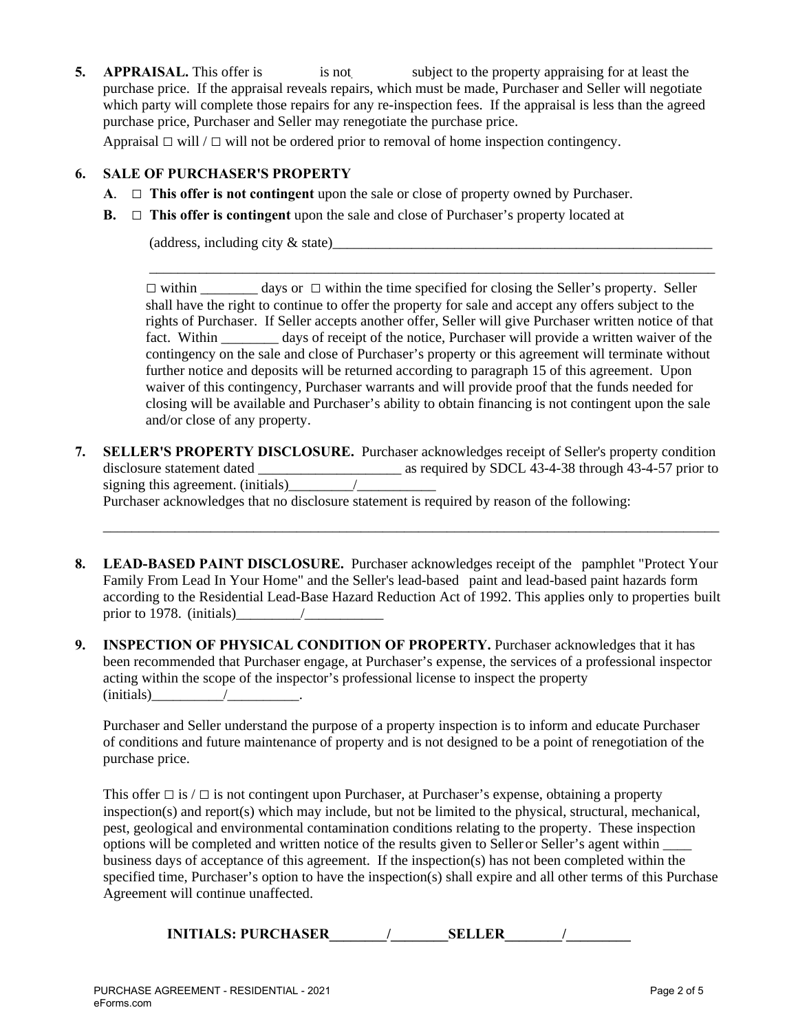**5. APPRAISAL.** This offer is is not subject to the property appraising for at least the purchase price. If the appraisal reveals repairs, which must be made, Purchaser and Seller will negotiate which party will complete those repairs for any re-inspection fees. If the appraisal is less than the agreed purchase price, Purchaser and Seller may renegotiate the purchase price.

Appraisal □ will / □ will not be ordered prior to removal of home inspection contingency.

**6. SALE OF PURCHASER'S PROPERTY**

**A.** □ **This offer is not contingent** upon the sale or close of property owned by Purchaser.

**B.** □ **This offer is contingent** upon the sale and close of Purchaser's property located at

(address, including city & state)_______________________________________________________

_________________________________________________________________________________

□ within ________ days or □ within the time specified for closing the Seller's property. Seller shall have the right to continue to offer the property for sale and accept any offers subject to the rights of Purchaser. If Seller accepts another offer, Seller will give Purchaser written notice of that fact. Within ________ days of receipt of the notice, Purchaser will provide a written waiver of the contingency on the sale and close of Purchaser's property or this agreement will terminate without further notice and deposits will be returned according to paragraph 15 of this agreement. Upon waiver of this contingency, Purchaser warrants and will provide proof that the funds needed for closing will be available and Purchaser's ability to obtain financing is not contingent upon the sale and/or close of any property.

**7. SELLER'S PROPERTY DISCLOSURE.** Purchaser acknowledges receipt of Seller's property condition disclosure statement dated ____________________ as required by SDCL 43-4-38 through 43-4-57 prior to signing this agreement. (initials)_________/___________

Purchaser acknowledges that no disclosure statement is required by reason of the following:

_____________________________________________________________________________________________

**8. LEAD-BASED PAINT DISCLOSURE.** Purchaser acknowledges receipt of the pamphlet "Protect Your Family From Lead In Your Home" and the Seller's lead-based paint and lead-based paint hazards form according to the Residential Lead-Base Hazard Reduction Act of 1992. This applies only to properties built prior to 1978. (initials)_________/___________

**9. INSPECTION OF PHYSICAL CONDITION OF PROPERTY.** Purchaser acknowledges that it has been recommended that Purchaser engage, at Purchaser's expense, the services of a professional inspector acting within the scope of the inspector's professional license to inspect the property (initials)__________/__________.

Purchaser and Seller understand the purpose of a property inspection is to inform and educate Purchaser of conditions and future maintenance of property and is not designed to be a point of renegotiation of the purchase price.

This offer □ is / □ is not contingent upon Purchaser, at Purchaser's expense, obtaining a property inspection(s) and report(s) which may include, but not be limited to the physical, structural, mechanical, pest, geological and environmental contamination conditions relating to the property. These inspection options will be completed and written notice of the results given to Seller or Seller's agent within ____ business days of acceptance of this agreement. If the inspection(s) has not been completed within the specified time, Purchaser's option to have the inspection(s) shall expire and all other terms of this Purchase Agreement will continue unaffected.

**INITIALS: PURCHASER________/________SELLER________/_________**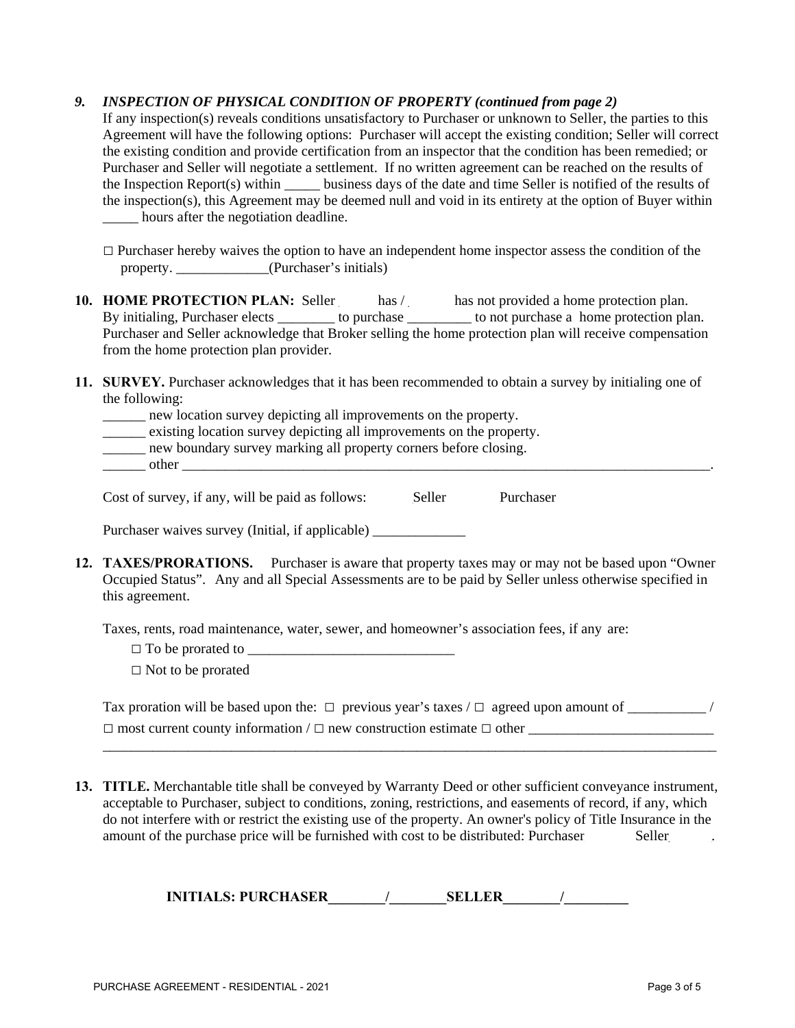9. ***INSPECTION OF PHYSICAL CONDITION OF PROPERTY (continued from page 2)***

   If any inspection(s) reveals conditions unsatisfactory to Purchaser or unknown to Seller, the parties to this Agreement will have the following options: Purchaser will accept the existing condition; Seller will correct the existing condition and provide certification from an inspector that the condition has been remedied; or Purchaser and Seller will negotiate a settlement. If no written agreement can be reached on the results of the Inspection Report(s) within _____ business days of the date and time Seller is notified of the results of the inspection(s), this Agreement may be deemed null and void in its entirety at the option of Buyer within _____ hours after the negotiation deadline.

   □ Purchaser hereby waives the option to have an independent home inspector assess the condition of the property. _____________(Purchaser's initials)

10. **HOME PROTECTION PLAN:** Seller has / has not provided a home protection plan. By initialing, Purchaser elects ________ to purchase _________ to not purchase a home protection plan. Purchaser and Seller acknowledge that Broker selling the home protection plan will receive compensation from the home protection plan provider.

11. **SURVEY.** Purchaser acknowledges that it has been recommended to obtain a survey by initialing one of the following:

    ______ new location survey depicting all improvements on the property.
    ______ existing location survey depicting all improvements on the property.
    ______ new boundary survey marking all property corners before closing.
    ______ other ________________________________________________________________________________.

    Cost of survey, if any, will be paid as follows: Seller Purchaser

    Purchaser waives survey (Initial, if applicable) _____________

12. **TAXES/PRORATIONS.** Purchaser is aware that property taxes may or may not be based upon "Owner Occupied Status". Any and all Special Assessments are to be paid by Seller unless otherwise specified in this agreement.

    Taxes, rents, road maintenance, water, sewer, and homeowner's association fees, if any are:

    □ To be prorated to _____________________________

    □ Not to be prorated

    Tax proration will be based upon the: □ previous year's taxes / □ agreed upon amount of ___________ / □ most current county information / □ new construction estimate □ other __________________________
    ____________________________________________________________________________________________

13. **TITLE.** Merchantable title shall be conveyed by Warranty Deed or other sufficient conveyance instrument, acceptable to Purchaser, subject to conditions, zoning, restrictions, and easements of record, if any, which do not interfere with or restrict the existing use of the property. An owner's policy of Title Insurance in the amount of the purchase price will be furnished with cost to be distributed: Purchaser Seller .

**INITIALS: PURCHASER________/________SELLER________/_________**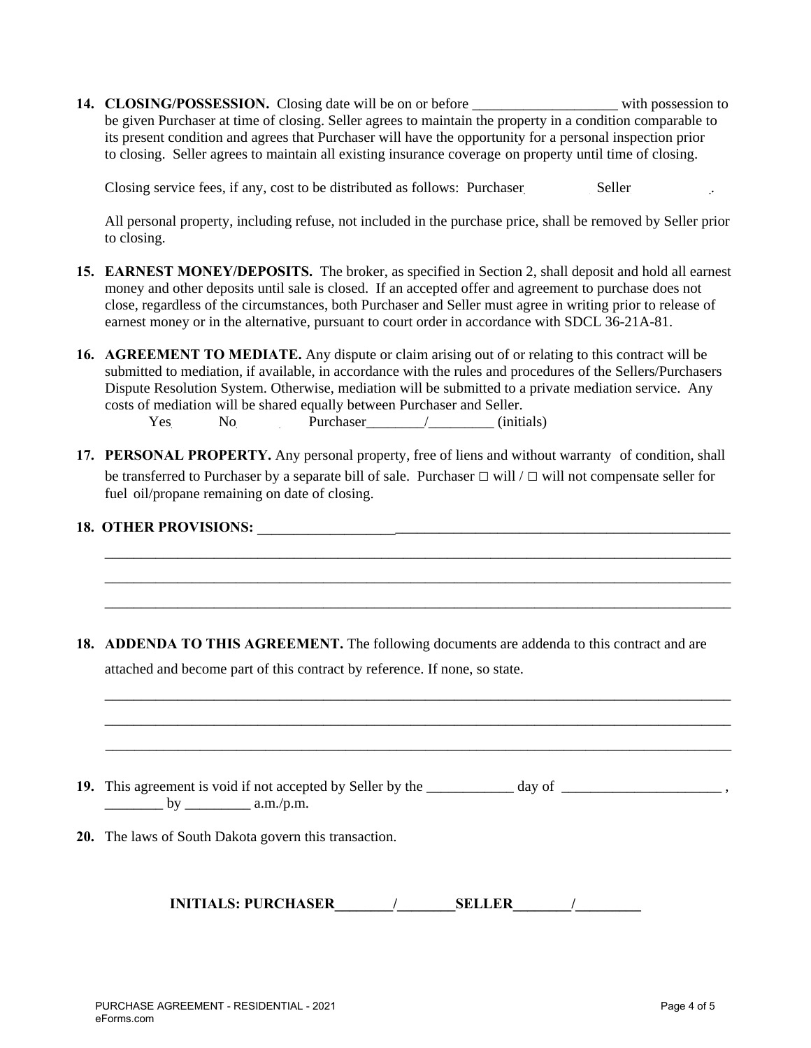**14. CLOSING/POSSESSION.** Closing date will be on or before ____________________ with possession to be given Purchaser at time of closing. Seller agrees to maintain the property in a condition comparable to its present condition and agrees that Purchaser will have the opportunity for a personal inspection prior to closing. Seller agrees to maintain all existing insurance coverage on property until time of closing.

Closing service fees, if any, cost to be distributed as follows: Purchaser Seller .

All personal property, including refuse, not included in the purchase price, shall be removed by Seller prior to closing.

**15. EARNEST MONEY/DEPOSITS.** The broker, as specified in Section 2, shall deposit and hold all earnest money and other deposits until sale is closed. If an accepted offer and agreement to purchase does not close, regardless of the circumstances, both Purchaser and Seller must agree in writing prior to release of earnest money or in the alternative, pursuant to court order in accordance with SDCL 36-21A-81.

**16. AGREEMENT TO MEDIATE.** Any dispute or claim arising out of or relating to this contract will be submitted to mediation, if available, in accordance with the rules and procedures of the Sellers/Purchasers Dispute Resolution System. Otherwise, mediation will be submitted to a private mediation service. Any costs of mediation will be shared equally between Purchaser and Seller.

Yes No Purchaser________/_________ (initials)

**17. PERSONAL PROPERTY.** Any personal property, free of liens and without warranty of condition, shall be transferred to Purchaser by a separate bill of sale. Purchaser ☐ will / ☐ will not compensate seller for fuel oil/propane remaining on date of closing.

**18. OTHER PROVISIONS:** ____________________________________________________________________

___________________________________________________________________________________________

___________________________________________________________________________________________

___________________________________________________________________________________________

**18. ADDENDA TO THIS AGREEMENT.** The following documents are addenda to this contract and are attached and become part of this contract by reference. If none, so state.

___________________________________________________________________________________________

___________________________________________________________________________________________

___________________________________________________________________________________________

**19.** This agreement is void if not accepted by Seller by the ____________ day of ______________________ , ________ by _________ a.m./p.m.

**20.** The laws of South Dakota govern this transaction.

**INITIALS: PURCHASER________/________SELLER________/_________**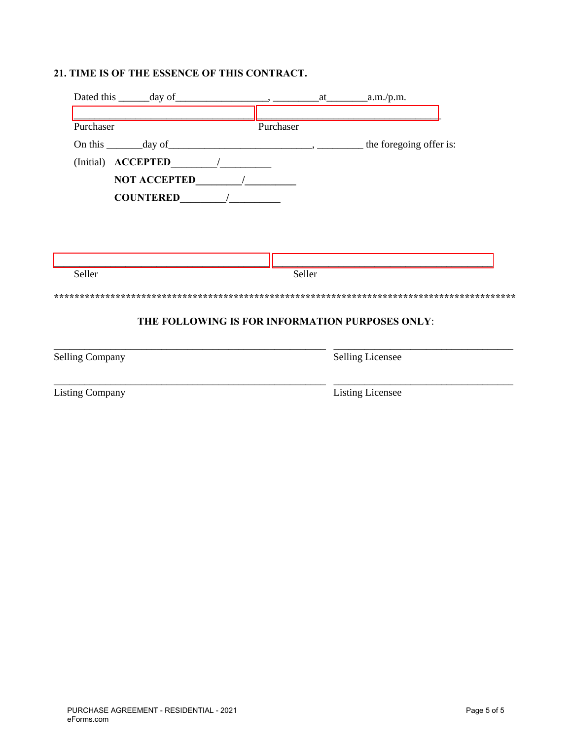**21. TIME IS OF THE ESSENCE OF THIS CONTRACT.**

Dated this ______day of_________________, _________at________a.m./p.m.

___________________________________ ___________________________________
Purchaser Purchaser

On this _______day of___________________________, _________ the foregoing offer is:

(Initial) **ACCEPTED\_\_\_\_\_\_\_\_/\_\_\_\_\_\_\_\_\_\_**

**NOT ACCEPTED\_\_\_\_\_\_\_\_/\_\_\_\_\_\_\_\_\_\_**

**COUNTERED\_\_\_\_\_\_\_\_/\_\_\_\_\_\_\_\_\_\_**

___________________________________ ___________________________________
Seller Seller

************************************************************************************************

**THE FOLLOWING IS FOR INFORMATION PURPOSES ONLY**:

_____________________________________________________ ___________________________________
Selling Company Selling Licensee

_____________________________________________________ ___________________________________
Listing Company Listing Licensee

PURCHASE AGREEMENT - RESIDENTIAL - 2021
eForms.com